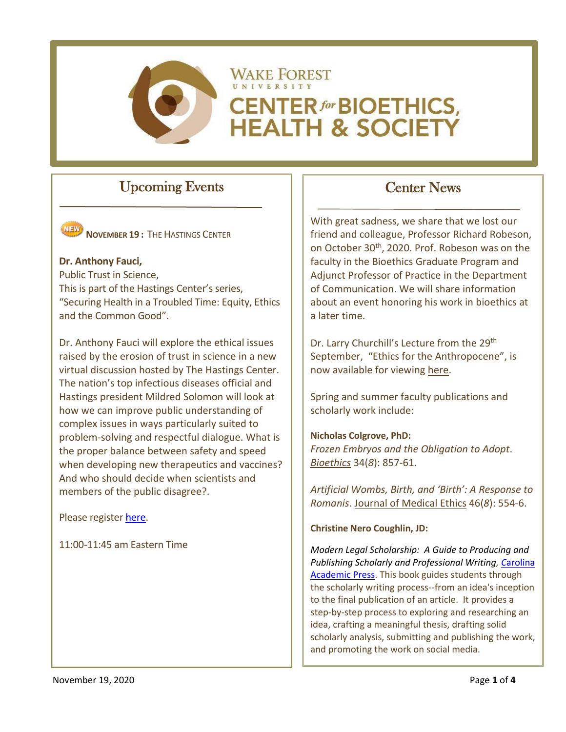# WAKE FOREST UNIVERSITY CENTER *for* BIOETHICS, HEALTH & SOCIETY

## Upcoming Events

NEW **NOVEMBER 19 :** THE HASTINGS CENTER

**Dr. Anthony Fauci,**
Public Trust in Science,
This is part of the Hastings Center's series, "Securing Health in a Troubled Time: Equity, Ethics and the Common Good".

Dr. Anthony Fauci will explore the ethical issues raised by the erosion of trust in science in a new virtual discussion hosted by The Hastings Center. The nation's top infectious diseases official and Hastings president Mildred Solomon will look at how we can improve public understanding of complex issues in ways particularly suited to problem-solving and respectful dialogue. What is the proper balance between safety and speed when developing new therapeutics and vaccines? And who should decide when scientists and members of the public disagree?.

Please register here.

11:00-11:45 am Eastern Time

## Center News

With great sadness, we share that we lost our friend and colleague, Professor Richard Robeson, on October 30th, 2020. Prof. Robeson was on the faculty in the Bioethics Graduate Program and Adjunct Professor of Practice in the Department of Communication. We will share information about an event honoring his work in bioethics at a later time.

Dr. Larry Churchill's Lecture from the 29th September, "Ethics for the Anthropocene", is now available for viewing here.

Spring and summer faculty publications and scholarly work include:

**Nicholas Colgrove, PhD:**
*Frozen Embryos and the Obligation to Adopt*. Bioethics 34(*8*): 857-61.

*Artificial Wombs, Birth, and 'Birth': A Response to Romanis*. Journal of Medical Ethics 46(*8*): 554-6.

**Christine Nero Coughlin, JD:**

*Modern Legal Scholarship: A Guide to Producing and Publishing Scholarly and Professional Writing*, Carolina Academic Press. This book guides students through the scholarly writing process--from an idea's inception to the final publication of an article. It provides a step-by-step process to exploring and researching an idea, crafting a meaningful thesis, drafting solid scholarly analysis, submitting and publishing the work, and promoting the work on social media.

November 19, 2020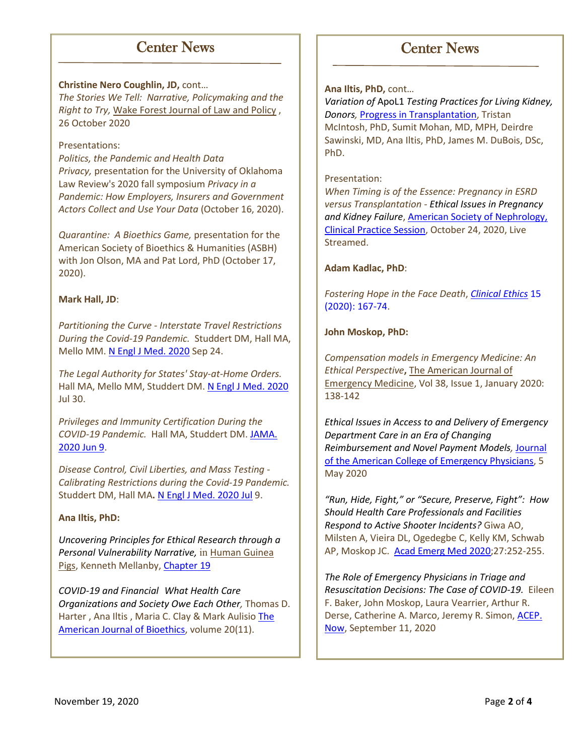## Center News

**Christine Nero Coughlin, JD,** cont…

*The Stories We Tell: Narrative, Policymaking and the Right to Try,* Wake Forest Journal of Law and Policy , 26 October 2020

Presentations:

*Politics, the Pandemic and Health Data Privacy,* presentation for the University of Oklahoma Law Review's 2020 fall symposium *Privacy in a Pandemic: How Employers, Insurers and Government Actors Collect and Use Your Data* (October 16, 2020).

*Quarantine: A Bioethics Game,* presentation for the American Society of Bioethics & Humanities (ASBH) with Jon Olson, MA and Pat Lord, PhD (October 17, 2020).

**Mark Hall, JD**:

*Partitioning the Curve - Interstate Travel Restrictions During the Covid-19 Pandemic.* Studdert DM, Hall MA, Mello MM. N Engl J Med. 2020 Sep 24.

*The Legal Authority for States' Stay-at-Home Orders.* Hall MA, Mello MM, Studdert DM. N Engl J Med. 2020 Jul 30.

*Privileges and Immunity Certification During the COVID-19 Pandemic.* Hall MA, Studdert DM. JAMA. 2020 Jun 9.

*Disease Control, Civil Liberties, and Mass Testing - Calibrating Restrictions during the Covid-19 Pandemic.* Studdert DM, Hall MA**.** N Engl J Med. 2020 Jul 9.

**Ana Iltis, PhD:**

*Uncovering Principles for Ethical Research through a Personal Vulnerability Narrative,* in Human Guinea Pigs, Kenneth Mellanby, Chapter 19

*COVID-19 and Financial What Health Care Organizations and Society Owe Each Other,* Thomas D. Harter , Ana Iltis , Maria C. Clay & Mark Aulisio The American Journal of Bioethics, volume 20(11).

## Center News

**Ana Iltis, PhD,** cont…

*Variation of* ApoL1 *Testing Practices for Living Kidney, Donors,* Progress in Transplantation, Tristan McIntosh, PhD, Sumit Mohan, MD, MPH, Deirdre Sawinski, MD, Ana Iltis, PhD, James M. DuBois, DSc, PhD.

Presentation:

*When Timing is of the Essence: Pregnancy in ESRD versus Transplantation - Ethical Issues in Pregnancy and Kidney Failure*, American Society of Nephrology, Clinical Practice Session, October 24, 2020, Live Streamed.

**Adam Kadlac, PhD**:

*Fostering Hope in the Face Death*, *Clinical Ethics* 15 (2020): 167-74.

**John Moskop, PhD:**

*Compensation models in Emergency Medicine: An Ethical Perspective***,** The American Journal of Emergency Medicine, Vol 38, Issue 1, January 2020: 138-142

*Ethical Issues in Access to and Delivery of Emergency Department Care in an Era of Changing Reimbursement and Novel Payment Models,* Journal of the American College of Emergency Physicians, 5 May 2020

*"Run, Hide, Fight," or "Secure, Preserve, Fight": How Should Health Care Professionals and Facilities Respond to Active Shooter Incidents?* Giwa AO, Milsten A, Vieira DL, Ogedegbe C, Kelly KM, Schwab AP, Moskop JC. Acad Emerg Med 2020;27:252-255.

*The Role of Emergency Physicians in Triage and Resuscitation Decisions: The Case of COVID-19.* Eileen F. Baker, John Moskop, Laura Vearrier, Arthur R. Derse, Catherine A. Marco, Jeremy R. Simon, ACEP. Now, September 11, 2020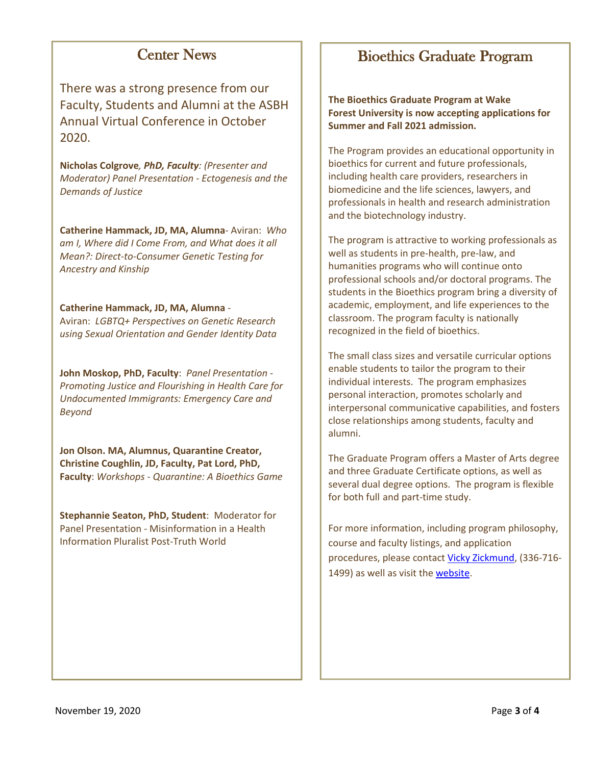## Center News

There was a strong presence from our Faculty, Students and Alumni at the ASBH Annual Virtual Conference in October 2020.

**Nicholas Colgrove*, PhD, Faculty*:** *(Presenter and Moderator) Panel Presentation - Ectogenesis and the Demands of Justice*

**Catherine Hammack, JD, MA, Alumna**- Aviran: *Who am I, Where did I Come From, and What does it all Mean?: Direct-to-Consumer Genetic Testing for Ancestry and Kinship*

**Catherine Hammack, JD, MA, Alumna** - Aviran: *LGBTQ+ Perspectives on Genetic Research using Sexual Orientation and Gender Identity Data*

**John Moskop, PhD, Faculty**: *Panel Presentation - Promoting Justice and Flourishing in Health Care for Undocumented Immigrants: Emergency Care and Beyond*

**Jon Olson. MA, Alumnus, Quarantine Creator, Christine Coughlin, JD, Faculty, Pat Lord, PhD, Faculty**: *Workshops - Quarantine: A Bioethics Game*

**Stephannie Seaton, PhD, Student**: Moderator for Panel Presentation - Misinformation in a Health Information Pluralist Post-Truth World

## Bioethics Graduate Program

**The Bioethics Graduate Program at Wake Forest University is now accepting applications for Summer and Fall 2021 admission.**

The Program provides an educational opportunity in bioethics for current and future professionals, including health care providers, researchers in biomedicine and the life sciences, lawyers, and professionals in health and research administration and the biotechnology industry.

The program is attractive to working professionals as well as students in pre-health, pre-law, and humanities programs who will continue onto professional schools and/or doctoral programs. The students in the Bioethics program bring a diversity of academic, employment, and life experiences to the classroom. The program faculty is nationally recognized in the field of bioethics.

The small class sizes and versatile curricular options enable students to tailor the program to their individual interests. The program emphasizes personal interaction, promotes scholarly and interpersonal communicative capabilities, and fosters close relationships among students, faculty and alumni.

The Graduate Program offers a Master of Arts degree and three Graduate Certificate options, as well as several dual degree options. The program is flexible for both full and part-time study.

For more information, including program philosophy, course and faculty listings, and application procedures, please contact Vicky Zickmund, (336-716-1499) as well as visit the website.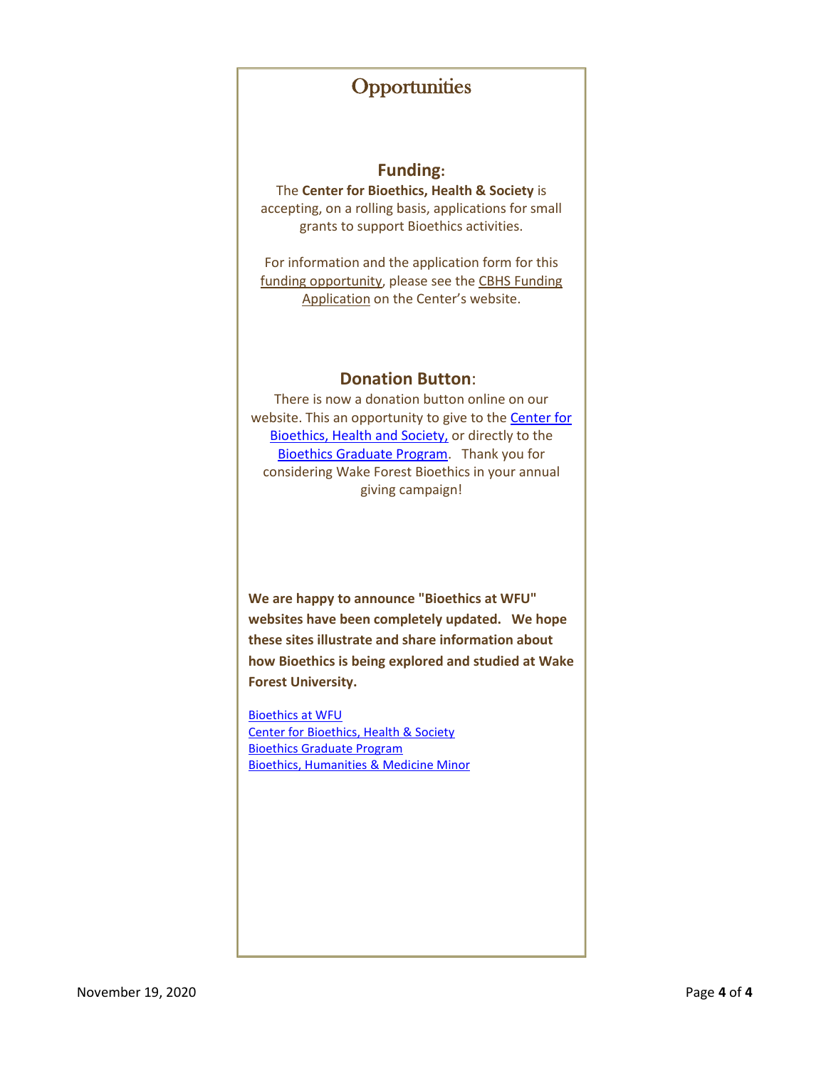# Opportunities

## Funding:

The **Center for Bioethics, Health & Society** is accepting, on a rolling basis, applications for small grants to support Bioethics activities.

For information and the application form for this funding opportunity, please see the CBHS Funding Application on the Center's website.

## Donation Button:

There is now a donation button online on our website. This an opportunity to give to the Center for Bioethics, Health and Society, or directly to the Bioethics Graduate Program. Thank you for considering Wake Forest Bioethics in your annual giving campaign!

**We are happy to announce "Bioethics at WFU" websites have been completely updated. We hope these sites illustrate and share information about how Bioethics is being explored and studied at Wake Forest University.**

Bioethics at WFU
Center for Bioethics, Health & Society
Bioethics Graduate Program
Bioethics, Humanities & Medicine Minor

November 19, 2020